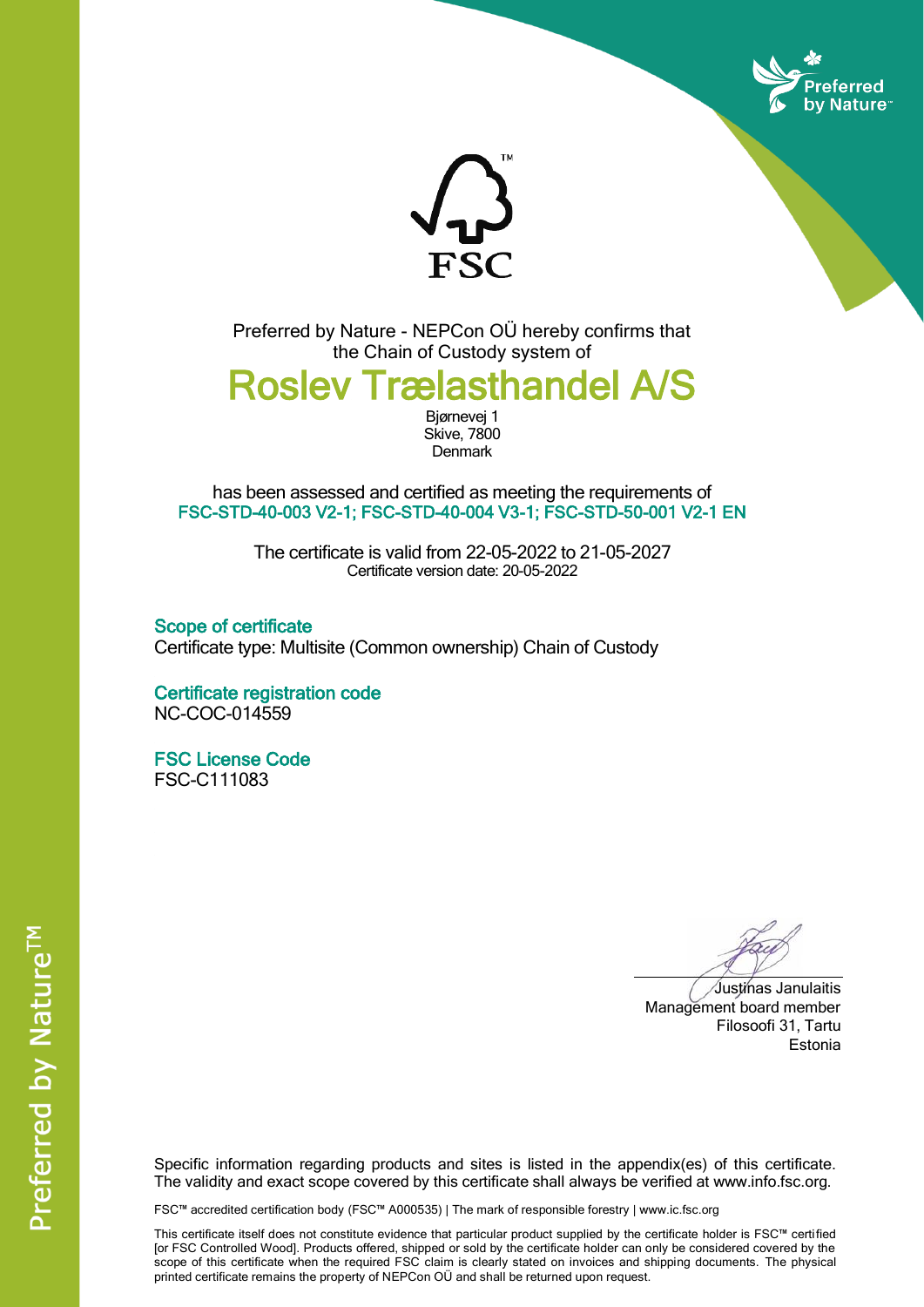Preferred by Nature - NEPCon OÜ hereby confirms that the Chain of Custody system of

# Roslev Trælasthandel A/S

Bjørnevej 1
Skive, 7800
Denmark

has been assessed and certified as meeting the requirements of
**FSC-STD-40-003 V2-1; FSC-STD-40-004 V3-1; FSC-STD-50-001 V2-1 EN**

The certificate is valid from 22-05-2022 to 21-05-2027
Certificate version date: 20-05-2022

## Scope of certificate

Certificate type: Multisite (Common ownership) Chain of Custody

## Certificate registration code

NC-COC-014559

## FSC License Code

FSC-C111083

Justinas Janulaitis
Management board member
Filosoofi 31, Tartu
Estonia

Specific information regarding products and sites is listed in the appendix(es) of this certificate. The validity and exact scope covered by this certificate shall always be verified at www.info.fsc.org.

FSC™ accredited certification body (FSC™ A000535) | The mark of responsible forestry | www.ic.fsc.org

This certificate itself does not constitute evidence that particular product supplied by the certificate holder is FSC™ certified [or FSC Controlled Wood]. Products offered, shipped or sold by the certificate holder can only be considered covered by the scope of this certificate when the required FSC claim is clearly stated on invoices and shipping documents. The physical printed certificate remains the property of NEPCon OÜ and shall be returned upon request.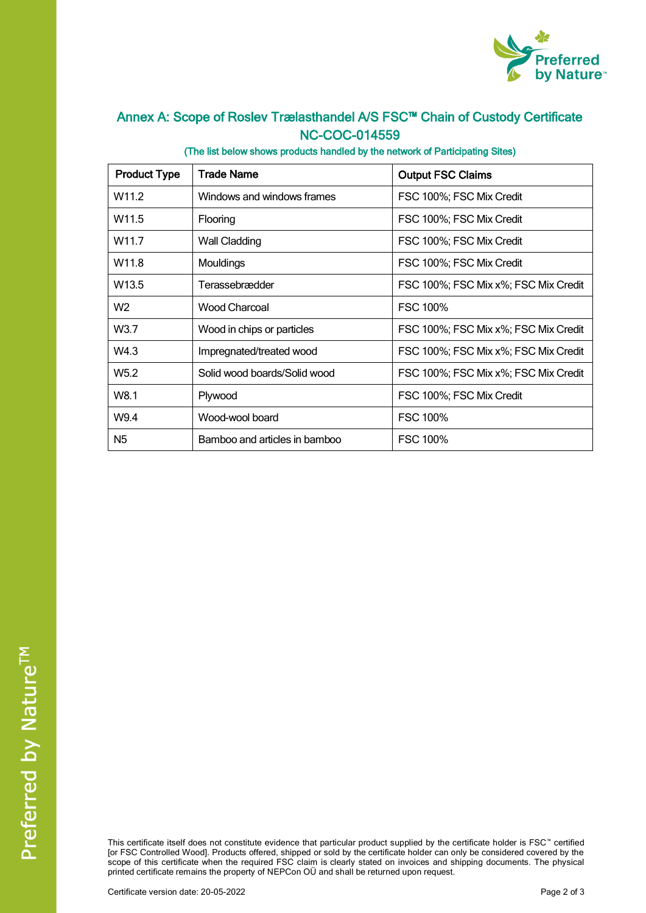# Annex A: Scope of Roslev Trælasthandel A/S FSC™ Chain of Custody Certificate NC-COC-014559

(The list below shows products handled by the network of Participating Sites)

| Product Type | Trade Name | Output FSC Claims |
|---|---|---|
| W11.2 | Windows and windows frames | FSC 100%; FSC Mix Credit |
| W11.5 | Flooring | FSC 100%; FSC Mix Credit |
| W11.7 | Wall Cladding | FSC 100%; FSC Mix Credit |
| W11.8 | Mouldings | FSC 100%; FSC Mix Credit |
| W13.5 | Terassebrædder | FSC 100%; FSC Mix x%; FSC Mix Credit |
| W2 | Wood Charcoal | FSC 100% |
| W3.7 | Wood in chips or particles | FSC 100%; FSC Mix x%; FSC Mix Credit |
| W4.3 | Impregnated/treated wood | FSC 100%; FSC Mix x%; FSC Mix Credit |
| W5.2 | Solid wood boards/Solid wood | FSC 100%; FSC Mix x%; FSC Mix Credit |
| W8.1 | Plywood | FSC 100%; FSC Mix Credit |
| W9.4 | Wood-wool board | FSC 100% |
| N5 | Bamboo and articles in bamboo | FSC 100% |

This certificate itself does not constitute evidence that particular product supplied by the certificate holder is FSC™ certified [or FSC Controlled Wood]. Products offered, shipped or sold by the certificate holder can only be considered covered by the scope of this certificate when the required FSC claim is clearly stated on invoices and shipping documents. The physical printed certificate remains the property of NEPCon OÜ and shall be returned upon request.

Certificate version date: 20-05-2022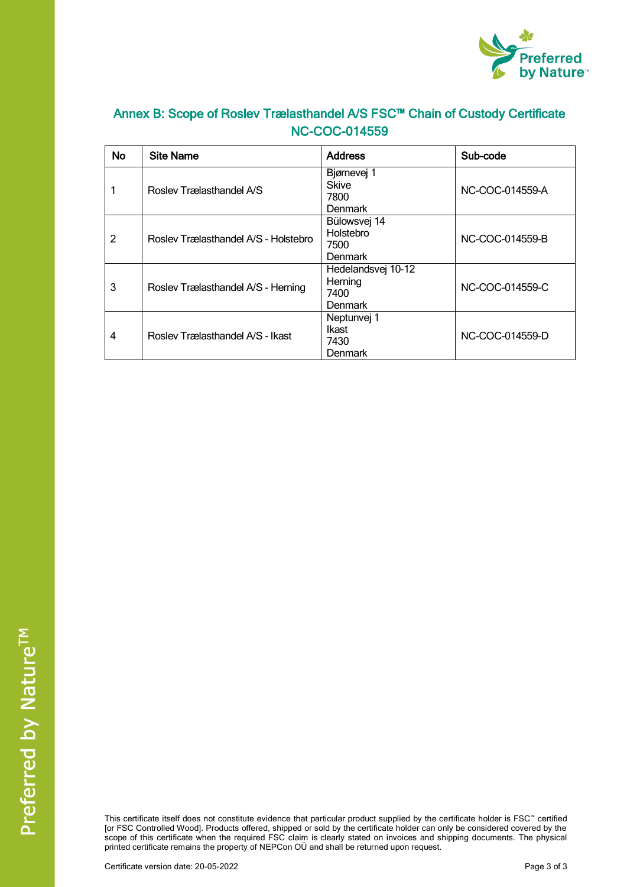## Annex B: Scope of Roslev Trælasthandel A/S FSC™ Chain of Custody Certificate NC-COC-014559

| No | Site Name | Address | Sub-code |
| --- | --- | --- | --- |
| 1 | Roslev Trælasthandel A/S | Bjørnevej 1<br>Skive<br>7800<br>Denmark | NC-COC-014559-A |
| 2 | Roslev Trælasthandel A/S - Holstebro | Bülowsvej 14<br>Holstebro<br>7500<br>Denmark | NC-COC-014559-B |
| 3 | Roslev Trælasthandel A/S - Herning | Hedelandsvej 10-12<br>Herning<br>7400<br>Denmark | NC-COC-014559-C |
| 4 | Roslev Trælasthandel A/S - Ikast | Neptunvej 1<br>Ikast<br>7430<br>Denmark | NC-COC-014559-D |

This certificate itself does not constitute evidence that particular product supplied by the certificate holder is FSC™ certified [or FSC Controlled Wood]. Products offered, shipped or sold by the certificate holder can only be considered covered by the scope of this certificate when the required FSC claim is clearly stated on invoices and shipping documents. The physical printed certificate remains the property of NEPCon OÜ and shall be returned upon request.

Certificate version date: 20-05-2022